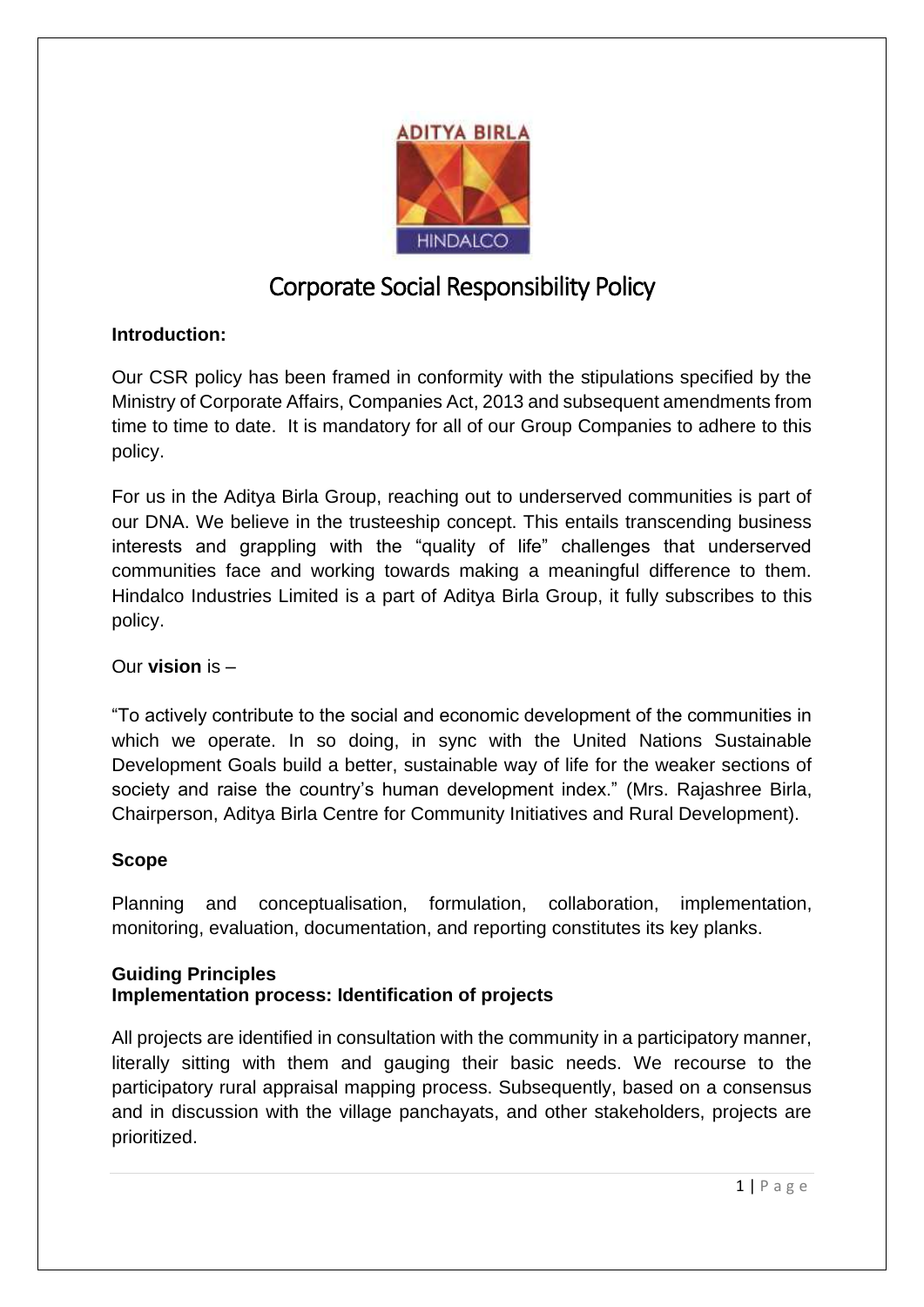# Corporate Social Responsibility Policy

**Introduction:**

Our CSR policy has been framed in conformity with the stipulations specified by the Ministry of Corporate Affairs, Companies Act, 2013 and subsequent amendments from time to time to date. It is mandatory for all of our Group Companies to adhere to this policy.

For us in the Aditya Birla Group, reaching out to underserved communities is part of our DNA. We believe in the trusteeship concept. This entails transcending business interests and grappling with the "quality of life" challenges that underserved communities face and working towards making a meaningful difference to them. Hindalco Industries Limited is a part of Aditya Birla Group, it fully subscribes to this policy.

Our **vision** is –

"To actively contribute to the social and economic development of the communities in which we operate. In so doing, in sync with the United Nations Sustainable Development Goals build a better, sustainable way of life for the weaker sections of society and raise the country's human development index." (Mrs. Rajashree Birla, Chairperson, Aditya Birla Centre for Community Initiatives and Rural Development).

**Scope**

Planning and conceptualisation, formulation, collaboration, implementation, monitoring, evaluation, documentation, and reporting constitutes its key planks.

**Guiding Principles**

**Implementation process: Identification of projects**

All projects are identified in consultation with the community in a participatory manner, literally sitting with them and gauging their basic needs. We recourse to the participatory rural appraisal mapping process. Subsequently, based on a consensus and in discussion with the village panchayats, and other stakeholders, projects are prioritized.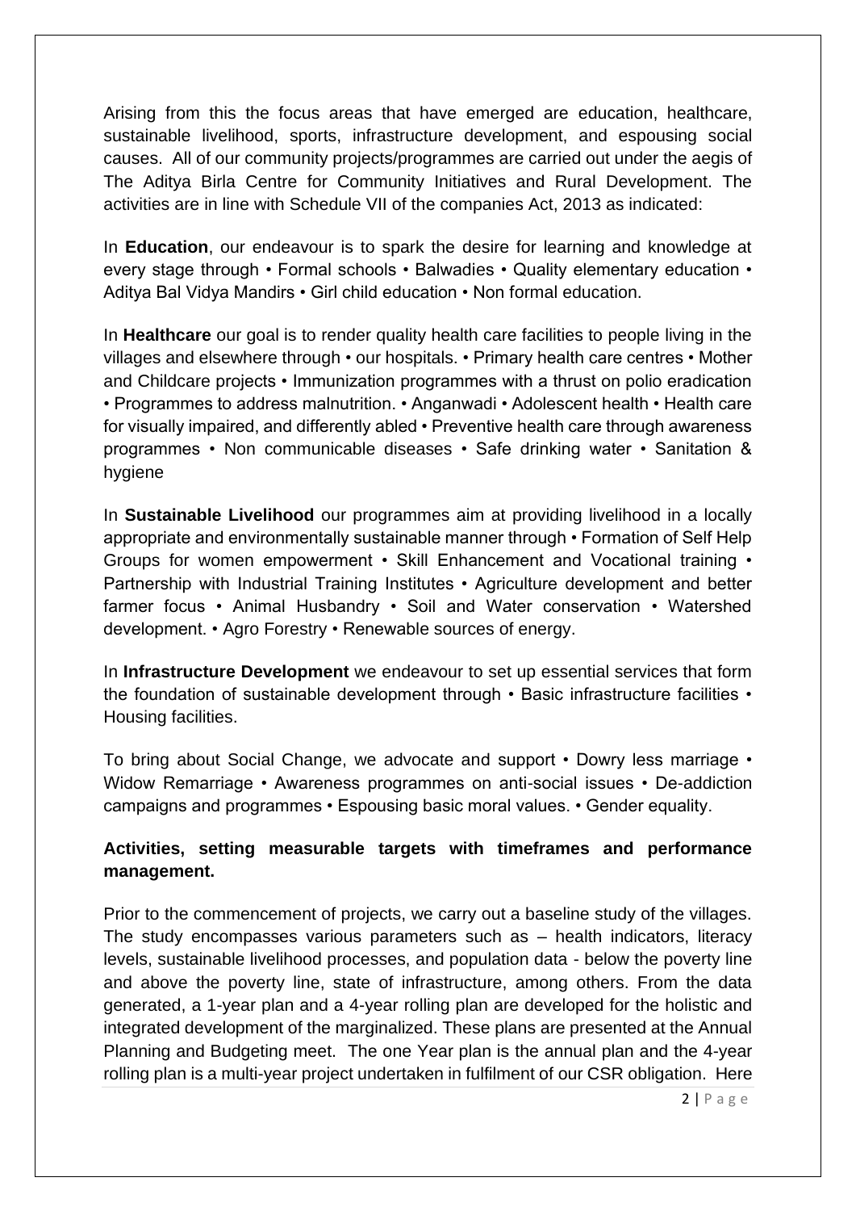Arising from this the focus areas that have emerged are education, healthcare, sustainable livelihood, sports, infrastructure development, and espousing social causes. All of our community projects/programmes are carried out under the aegis of The Aditya Birla Centre for Community Initiatives and Rural Development. The activities are in line with Schedule VII of the companies Act, 2013 as indicated:

In **Education**, our endeavour is to spark the desire for learning and knowledge at every stage through • Formal schools • Balwadies • Quality elementary education • Aditya Bal Vidya Mandirs • Girl child education • Non formal education.

In **Healthcare** our goal is to render quality health care facilities to people living in the villages and elsewhere through • our hospitals. • Primary health care centres • Mother and Childcare projects • Immunization programmes with a thrust on polio eradication • Programmes to address malnutrition. • Anganwadi • Adolescent health • Health care for visually impaired, and differently abled • Preventive health care through awareness programmes • Non communicable diseases • Safe drinking water • Sanitation & hygiene

In **Sustainable Livelihood** our programmes aim at providing livelihood in a locally appropriate and environmentally sustainable manner through • Formation of Self Help Groups for women empowerment • Skill Enhancement and Vocational training • Partnership with Industrial Training Institutes • Agriculture development and better farmer focus • Animal Husbandry • Soil and Water conservation • Watershed development. • Agro Forestry • Renewable sources of energy.

In **Infrastructure Development** we endeavour to set up essential services that form the foundation of sustainable development through • Basic infrastructure facilities • Housing facilities.

To bring about Social Change, we advocate and support • Dowry less marriage • Widow Remarriage • Awareness programmes on anti-social issues • De-addiction campaigns and programmes • Espousing basic moral values. • Gender equality.

**Activities, setting measurable targets with timeframes and performance management.**

Prior to the commencement of projects, we carry out a baseline study of the villages. The study encompasses various parameters such as – health indicators, literacy levels, sustainable livelihood processes, and population data - below the poverty line and above the poverty line, state of infrastructure, among others. From the data generated, a 1-year plan and a 4-year rolling plan are developed for the holistic and integrated development of the marginalized. These plans are presented at the Annual Planning and Budgeting meet. The one Year plan is the annual plan and the 4-year rolling plan is a multi-year project undertaken in fulfilment of our CSR obligation. Here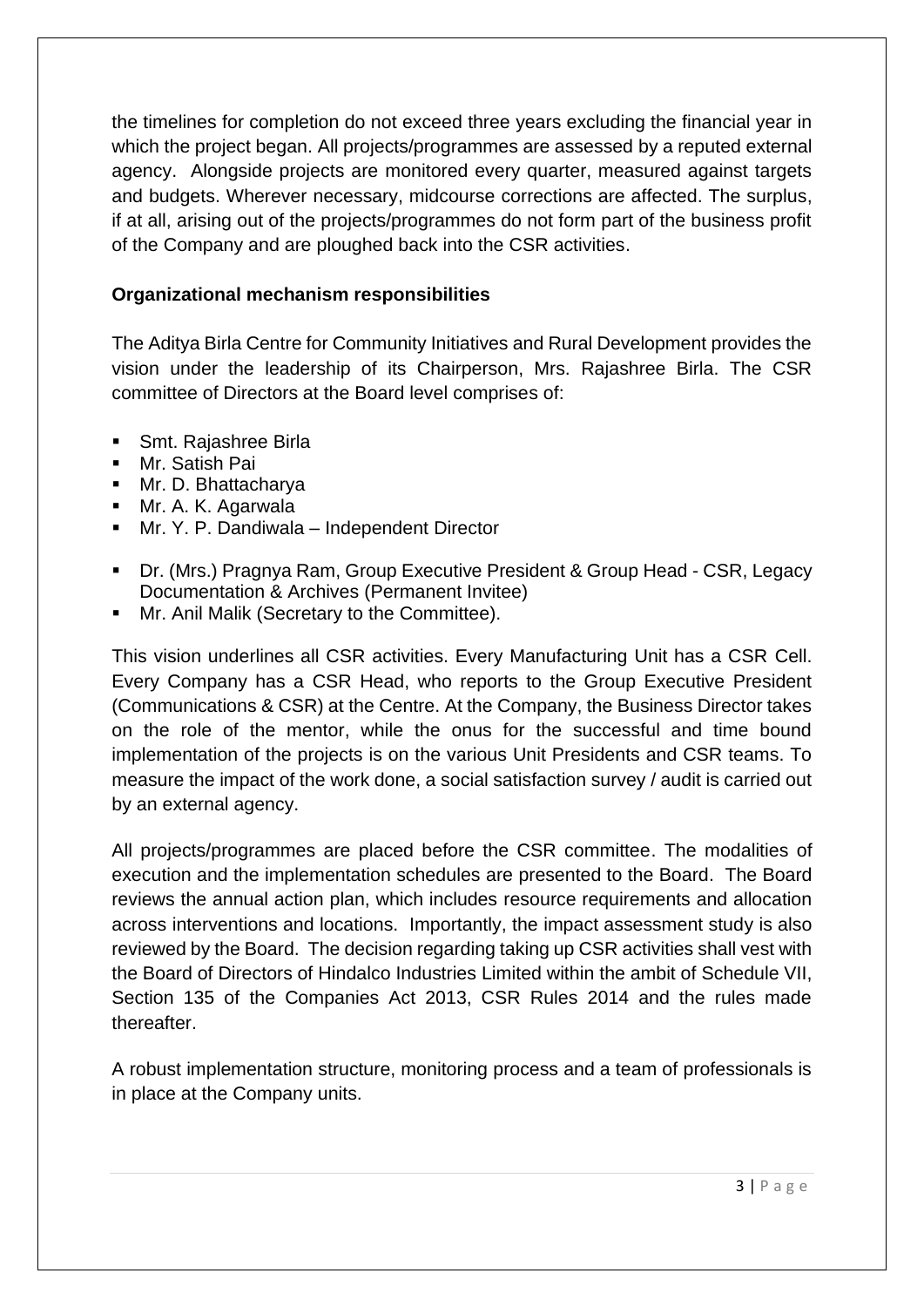the timelines for completion do not exceed three years excluding the financial year in which the project began. All projects/programmes are assessed by a reputed external agency. Alongside projects are monitored every quarter, measured against targets and budgets. Wherever necessary, midcourse corrections are affected. The surplus, if at all, arising out of the projects/programmes do not form part of the business profit of the Company and are ploughed back into the CSR activities.

**Organizational mechanism responsibilities**

The Aditya Birla Centre for Community Initiatives and Rural Development provides the vision under the leadership of its Chairperson, Mrs. Rajashree Birla. The CSR committee of Directors at the Board level comprises of:

- Smt. Rajashree Birla
- Mr. Satish Pai
- Mr. D. Bhattacharya
- Mr. A. K. Agarwala
- Mr. Y. P. Dandiwala – Independent Director

- Dr. (Mrs.) Pragnya Ram, Group Executive President & Group Head - CSR, Legacy Documentation & Archives (Permanent Invitee)
- Mr. Anil Malik (Secretary to the Committee).

This vision underlines all CSR activities. Every Manufacturing Unit has a CSR Cell. Every Company has a CSR Head, who reports to the Group Executive President (Communications & CSR) at the Centre. At the Company, the Business Director takes on the role of the mentor, while the onus for the successful and time bound implementation of the projects is on the various Unit Presidents and CSR teams. To measure the impact of the work done, a social satisfaction survey / audit is carried out by an external agency.

All projects/programmes are placed before the CSR committee. The modalities of execution and the implementation schedules are presented to the Board. The Board reviews the annual action plan, which includes resource requirements and allocation across interventions and locations. Importantly, the impact assessment study is also reviewed by the Board. The decision regarding taking up CSR activities shall vest with the Board of Directors of Hindalco Industries Limited within the ambit of Schedule VII, Section 135 of the Companies Act 2013, CSR Rules 2014 and the rules made thereafter.

A robust implementation structure, monitoring process and a team of professionals is in place at the Company units.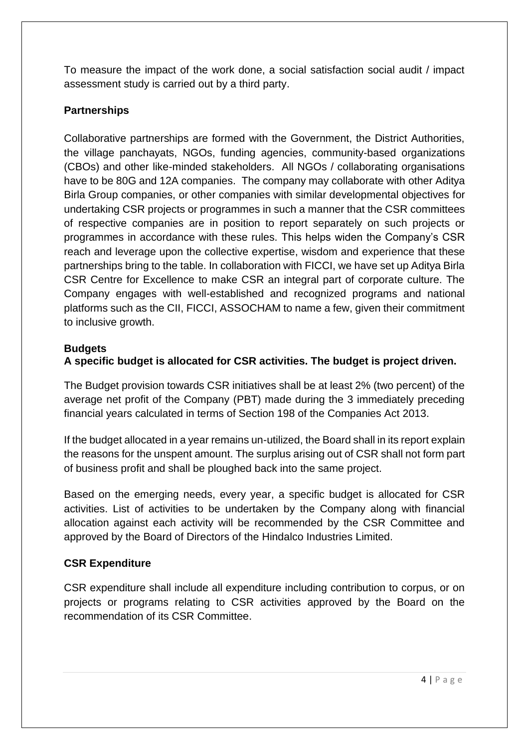To measure the impact of the work done, a social satisfaction social audit / impact assessment study is carried out by a third party.

**Partnerships**

Collaborative partnerships are formed with the Government, the District Authorities, the village panchayats, NGOs, funding agencies, community-based organizations (CBOs) and other like-minded stakeholders. All NGOs / collaborating organisations have to be 80G and 12A companies. The company may collaborate with other Aditya Birla Group companies, or other companies with similar developmental objectives for undertaking CSR projects or programmes in such a manner that the CSR committees of respective companies are in position to report separately on such projects or programmes in accordance with these rules. This helps widen the Company's CSR reach and leverage upon the collective expertise, wisdom and experience that these partnerships bring to the table. In collaboration with FICCI, we have set up Aditya Birla CSR Centre for Excellence to make CSR an integral part of corporate culture. The Company engages with well-established and recognized programs and national platforms such as the CII, FICCI, ASSOCHAM to name a few, given their commitment to inclusive growth.

**Budgets**

**A specific budget is allocated for CSR activities. The budget is project driven.**

The Budget provision towards CSR initiatives shall be at least 2% (two percent) of the average net profit of the Company (PBT) made during the 3 immediately preceding financial years calculated in terms of Section 198 of the Companies Act 2013.

If the budget allocated in a year remains un-utilized, the Board shall in its report explain the reasons for the unspent amount. The surplus arising out of CSR shall not form part of business profit and shall be ploughed back into the same project.

Based on the emerging needs, every year, a specific budget is allocated for CSR activities. List of activities to be undertaken by the Company along with financial allocation against each activity will be recommended by the CSR Committee and approved by the Board of Directors of the Hindalco Industries Limited.

**CSR Expenditure**

CSR expenditure shall include all expenditure including contribution to corpus, or on projects or programs relating to CSR activities approved by the Board on the recommendation of its CSR Committee.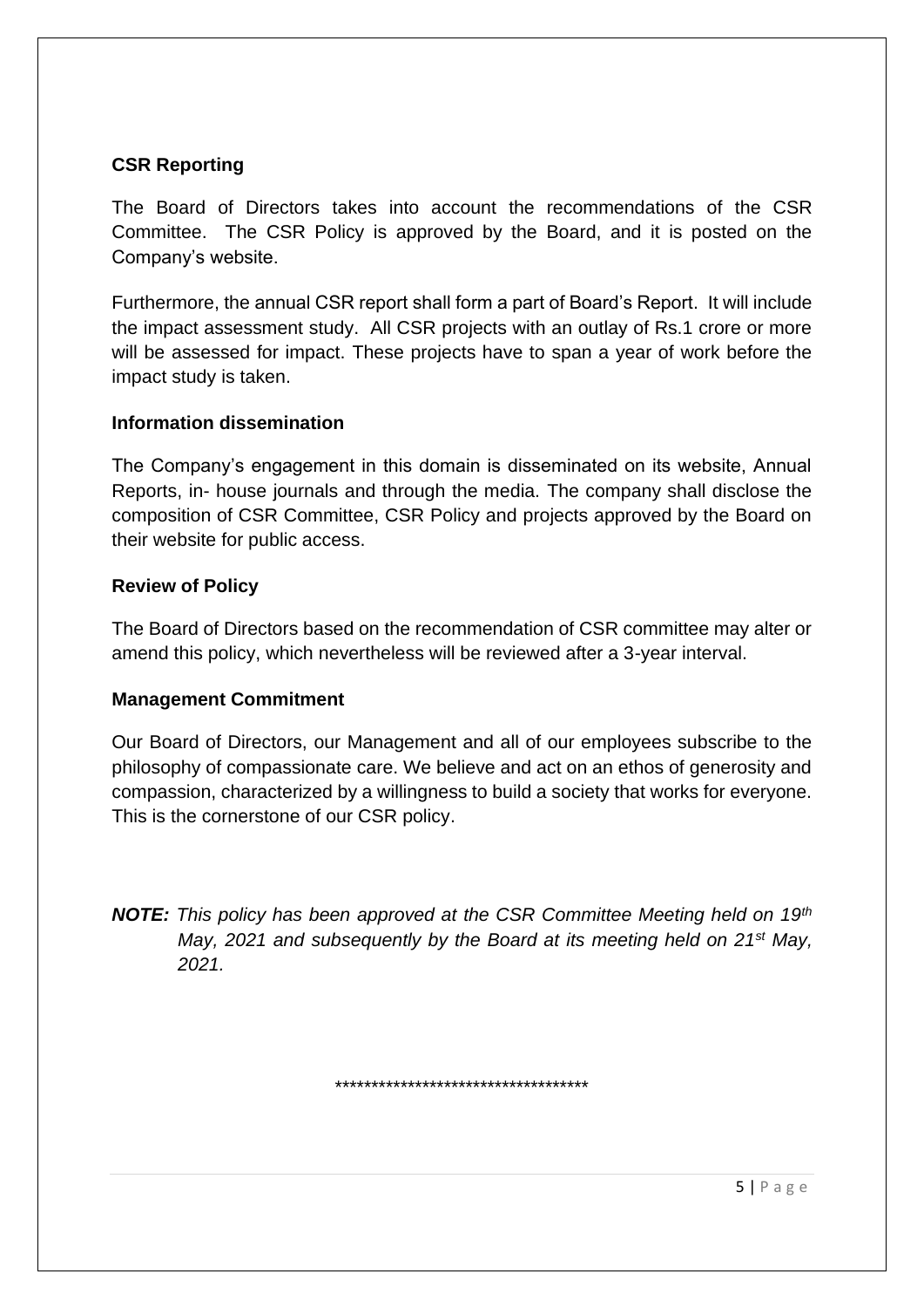**CSR Reporting**

The Board of Directors takes into account the recommendations of the CSR Committee. The CSR Policy is approved by the Board, and it is posted on the Company's website.

Furthermore, the annual CSR report shall form a part of Board's Report. It will include the impact assessment study. All CSR projects with an outlay of Rs.1 crore or more will be assessed for impact. These projects have to span a year of work before the impact study is taken.

**Information dissemination**

The Company's engagement in this domain is disseminated on its website, Annual Reports, in- house journals and through the media. The company shall disclose the composition of CSR Committee, CSR Policy and projects approved by the Board on their website for public access.

**Review of Policy**

The Board of Directors based on the recommendation of CSR committee may alter or amend this policy, which nevertheless will be reviewed after a 3-year interval.

**Management Commitment**

Our Board of Directors, our Management and all of our employees subscribe to the philosophy of compassionate care. We believe and act on an ethos of generosity and compassion, characterized by a willingness to build a society that works for everyone. This is the cornerstone of our CSR policy.

***NOTE:*** *This policy has been approved at the CSR Committee Meeting held on 19th May, 2021 and subsequently by the Board at its meeting held on 21st May, 2021.*

***********************************